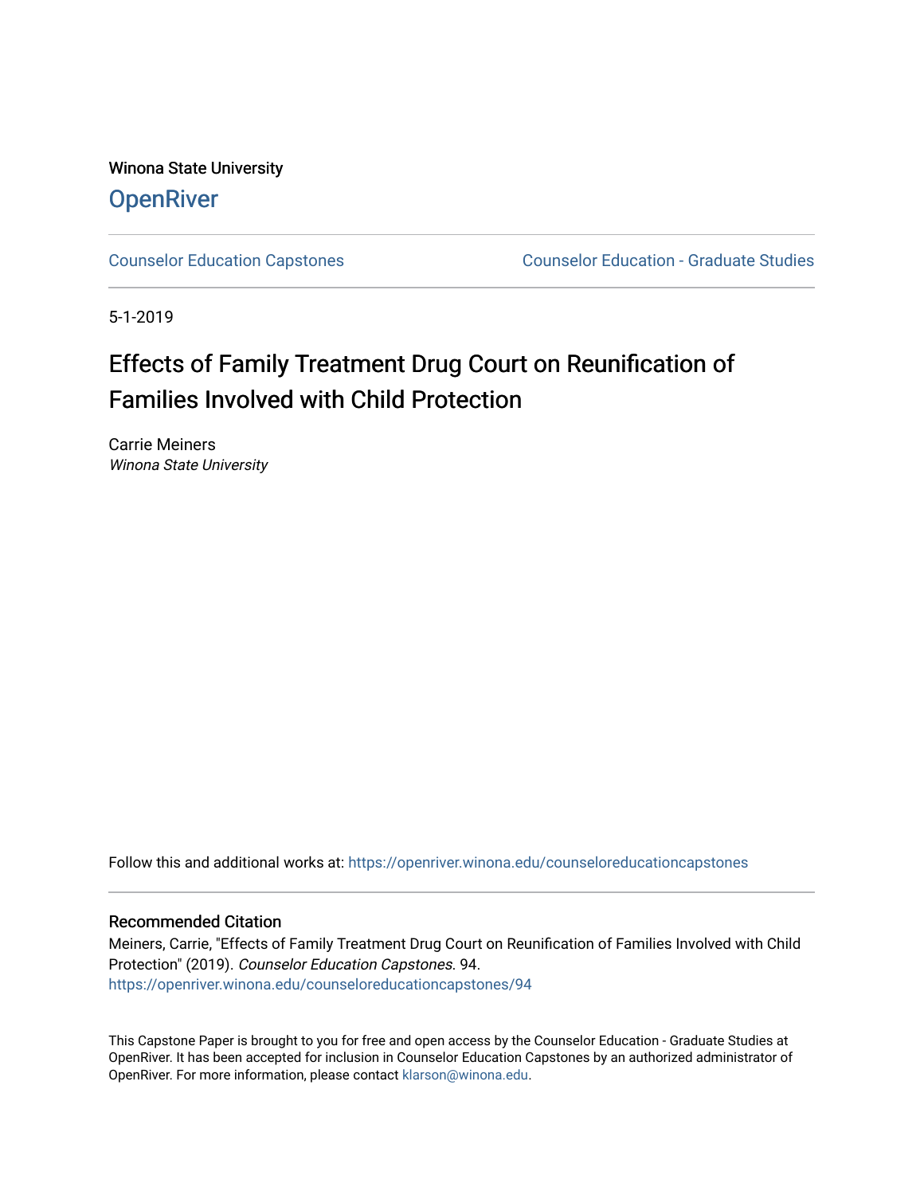Winona State University

# OpenRiver

Counselor Education Capstones | Counselor Education - Graduate Studies

5-1-2019

# Effects of Family Treatment Drug Court on Reunification of Families Involved with Child Protection

Carrie Meiners
*Winona State University*

Follow this and additional works at: https://openriver.winona.edu/counseloreducationcapstones

## Recommended Citation

Meiners, Carrie, "Effects of Family Treatment Drug Court on Reunification of Families Involved with Child Protection" (2019). *Counselor Education Capstones*. 94.
https://openriver.winona.edu/counseloreducationcapstones/94

This Capstone Paper is brought to you for free and open access by the Counselor Education - Graduate Studies at OpenRiver. It has been accepted for inclusion in Counselor Education Capstones by an authorized administrator of OpenRiver. For more information, please contact klarson@winona.edu.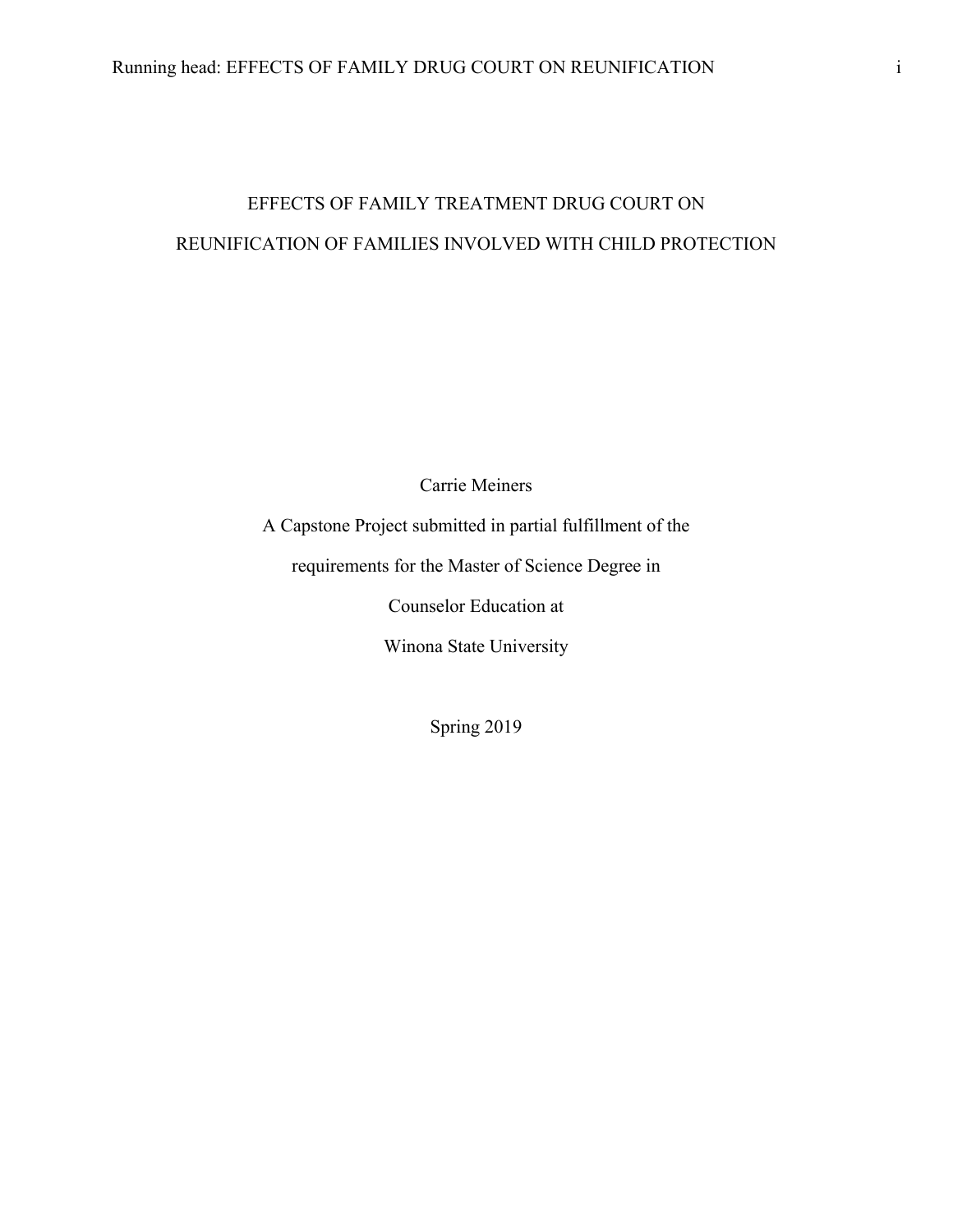# EFFECTS OF FAMILY TREATMENT DRUG COURT ON REUNIFICATION OF FAMILIES INVOLVED WITH CHILD PROTECTION

Carrie Meiners

A Capstone Project submitted in partial fulfillment of the

requirements for the Master of Science Degree in

Counselor Education at

Winona State University

Spring 2019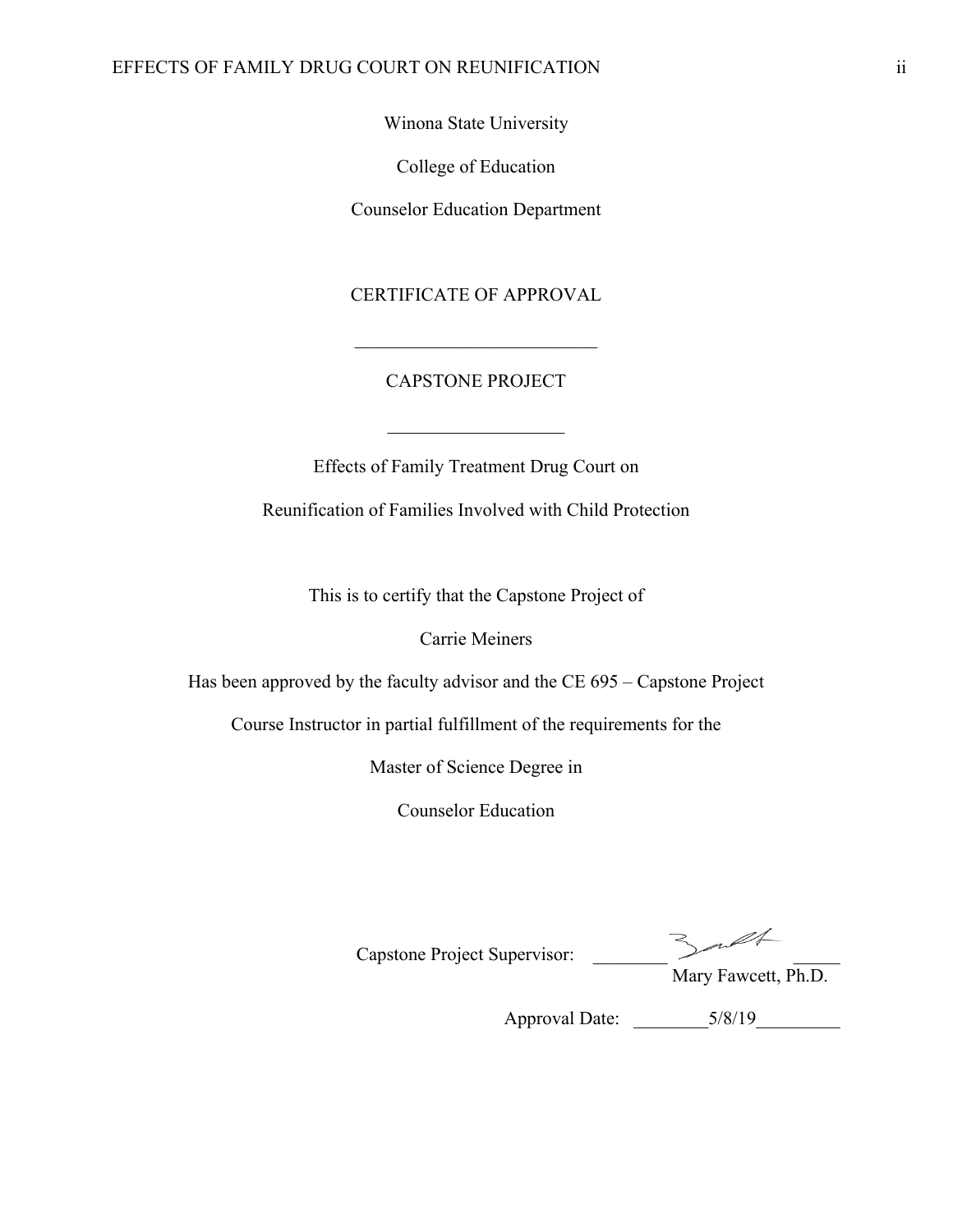Winona State University

College of Education

Counselor Education Department

CERTIFICATE OF APPROVAL

---

CAPSTONE PROJECT

---

Effects of Family Treatment Drug Court on

Reunification of Families Involved with Child Protection

This is to certify that the Capstone Project of

Carrie Meiners

Has been approved by the faculty advisor and the CE 695 – Capstone Project

Course Instructor in partial fulfillment of the requirements for the

Master of Science Degree in

Counselor Education

Capstone Project Supervisor: ________________
Mary Fawcett, Ph.D.

Approval Date: 5/8/19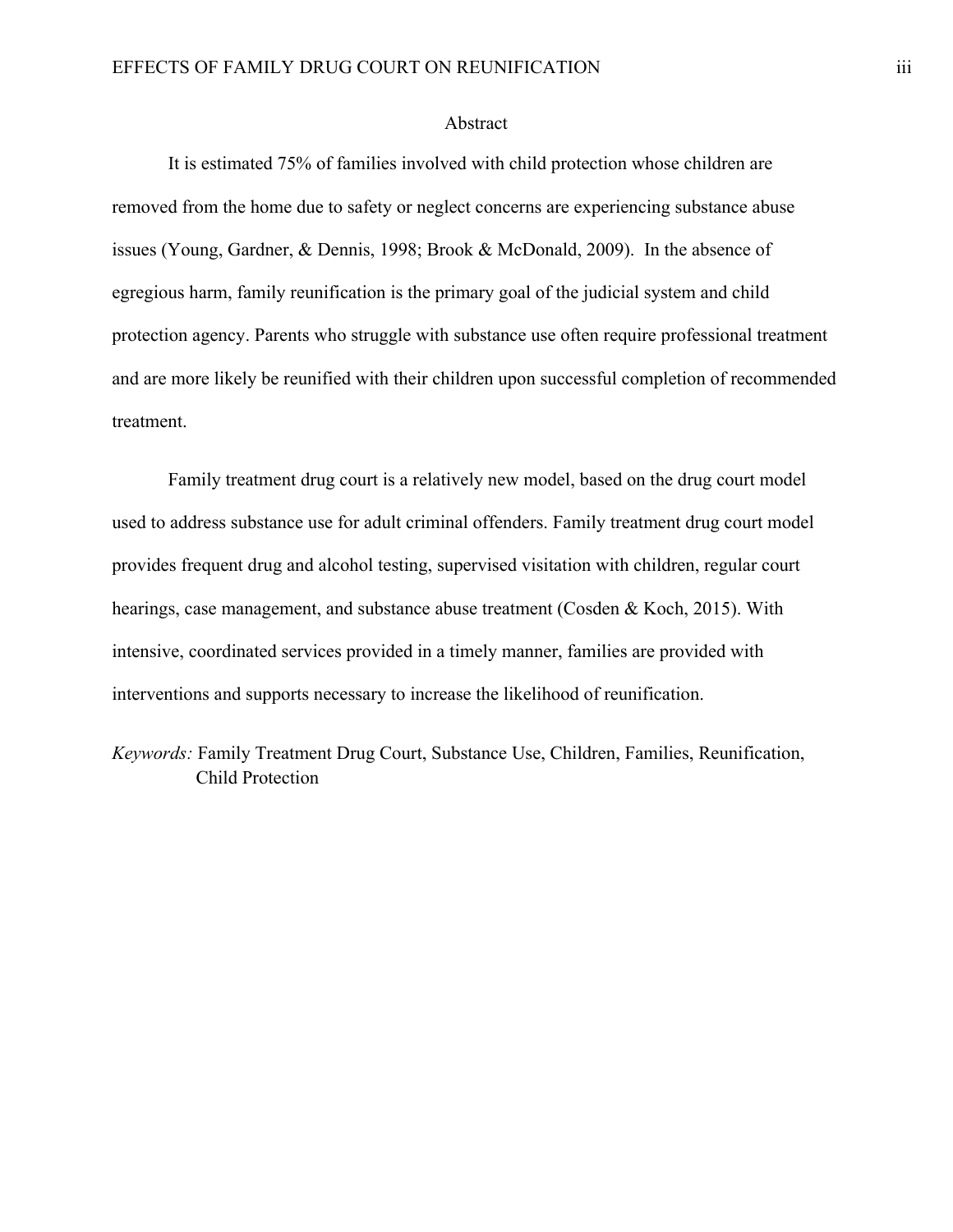# Abstract

It is estimated 75% of families involved with child protection whose children are removed from the home due to safety or neglect concerns are experiencing substance abuse issues (Young, Gardner, & Dennis, 1998; Brook & McDonald, 2009). In the absence of egregious harm, family reunification is the primary goal of the judicial system and child protection agency. Parents who struggle with substance use often require professional treatment and are more likely be reunified with their children upon successful completion of recommended treatment.

Family treatment drug court is a relatively new model, based on the drug court model used to address substance use for adult criminal offenders. Family treatment drug court model provides frequent drug and alcohol testing, supervised visitation with children, regular court hearings, case management, and substance abuse treatment (Cosden & Koch, 2015). With intensive, coordinated services provided in a timely manner, families are provided with interventions and supports necessary to increase the likelihood of reunification.

*Keywords:* Family Treatment Drug Court, Substance Use, Children, Families, Reunification, Child Protection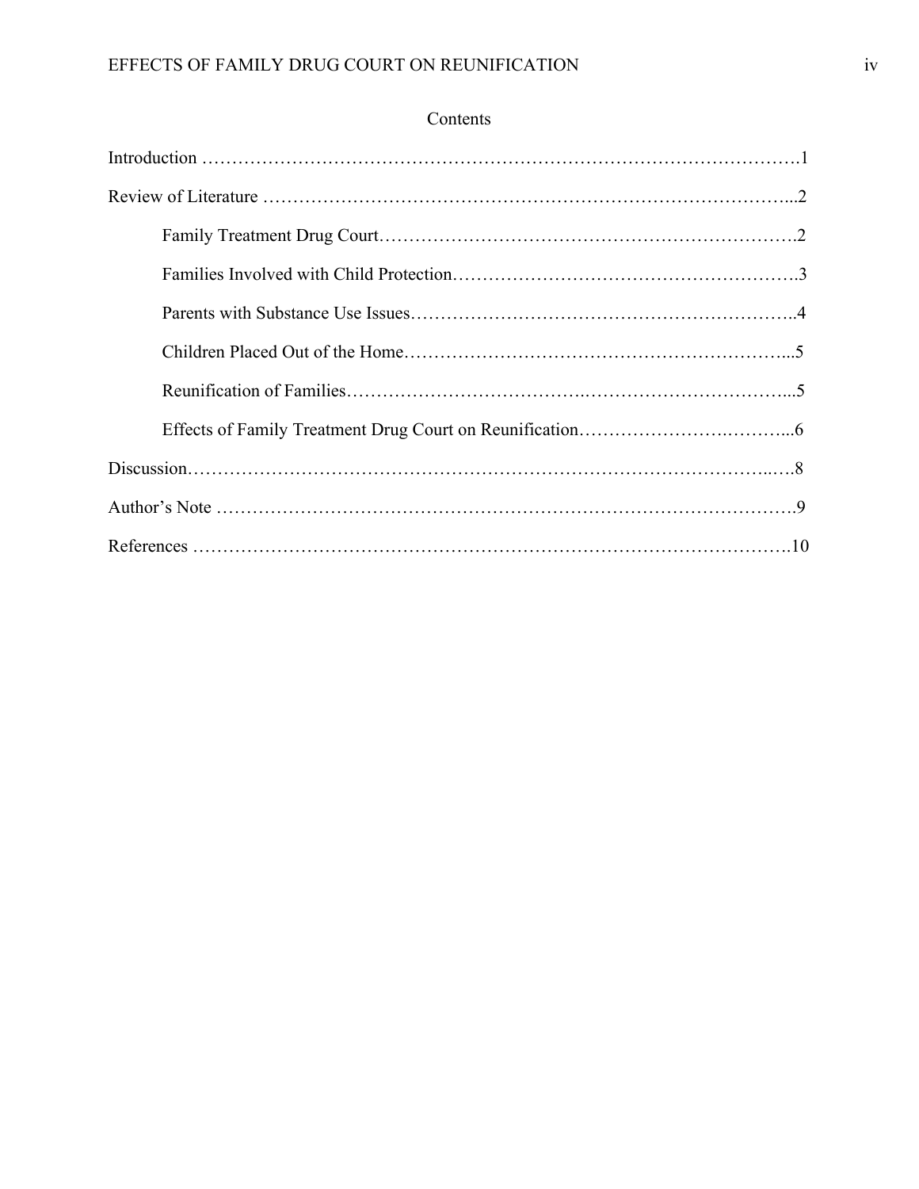# Contents

Introduction ……………………………………………………………………………………….1

Review of Literature ……………………………………………………………………………...2

- Family Treatment Drug Court…………………………………………………………….2
- Families Involved with Child Protection…………………………………………………3
- Parents with Substance Use Issues………………………………………………………..4
- Children Placed Out of the Home………………………………………………………...5
- Reunification of Families………………………………………………………………...5
- Effects of Family Treatment Drug Court on Reunification……………………………...6

Discussion……………………………………………………………………………………..…8

Author's Note ……………………………………………………………………………………9

References ……………………………………………………………………………………….10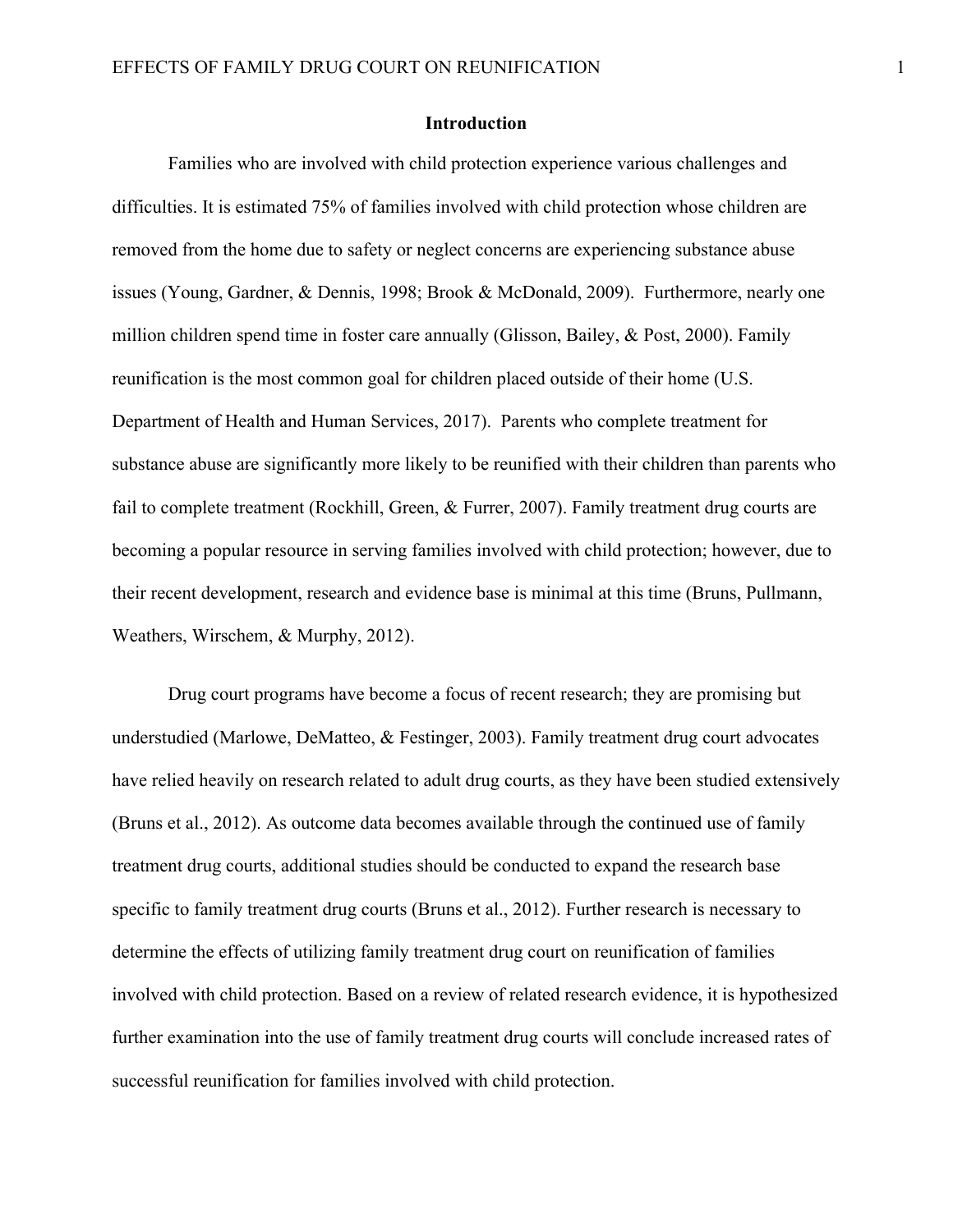## Introduction

Families who are involved with child protection experience various challenges and difficulties. It is estimated 75% of families involved with child protection whose children are removed from the home due to safety or neglect concerns are experiencing substance abuse issues (Young, Gardner, & Dennis, 1998; Brook & McDonald, 2009). Furthermore, nearly one million children spend time in foster care annually (Glisson, Bailey, & Post, 2000). Family reunification is the most common goal for children placed outside of their home (U.S. Department of Health and Human Services, 2017). Parents who complete treatment for substance abuse are significantly more likely to be reunified with their children than parents who fail to complete treatment (Rockhill, Green, & Furrer, 2007). Family treatment drug courts are becoming a popular resource in serving families involved with child protection; however, due to their recent development, research and evidence base is minimal at this time (Bruns, Pullmann, Weathers, Wirschem, & Murphy, 2012).

Drug court programs have become a focus of recent research; they are promising but understudied (Marlowe, DeMatteo, & Festinger, 2003). Family treatment drug court advocates have relied heavily on research related to adult drug courts, as they have been studied extensively (Bruns et al., 2012). As outcome data becomes available through the continued use of family treatment drug courts, additional studies should be conducted to expand the research base specific to family treatment drug courts (Bruns et al., 2012). Further research is necessary to determine the effects of utilizing family treatment drug court on reunification of families involved with child protection. Based on a review of related research evidence, it is hypothesized further examination into the use of family treatment drug courts will conclude increased rates of successful reunification for families involved with child protection.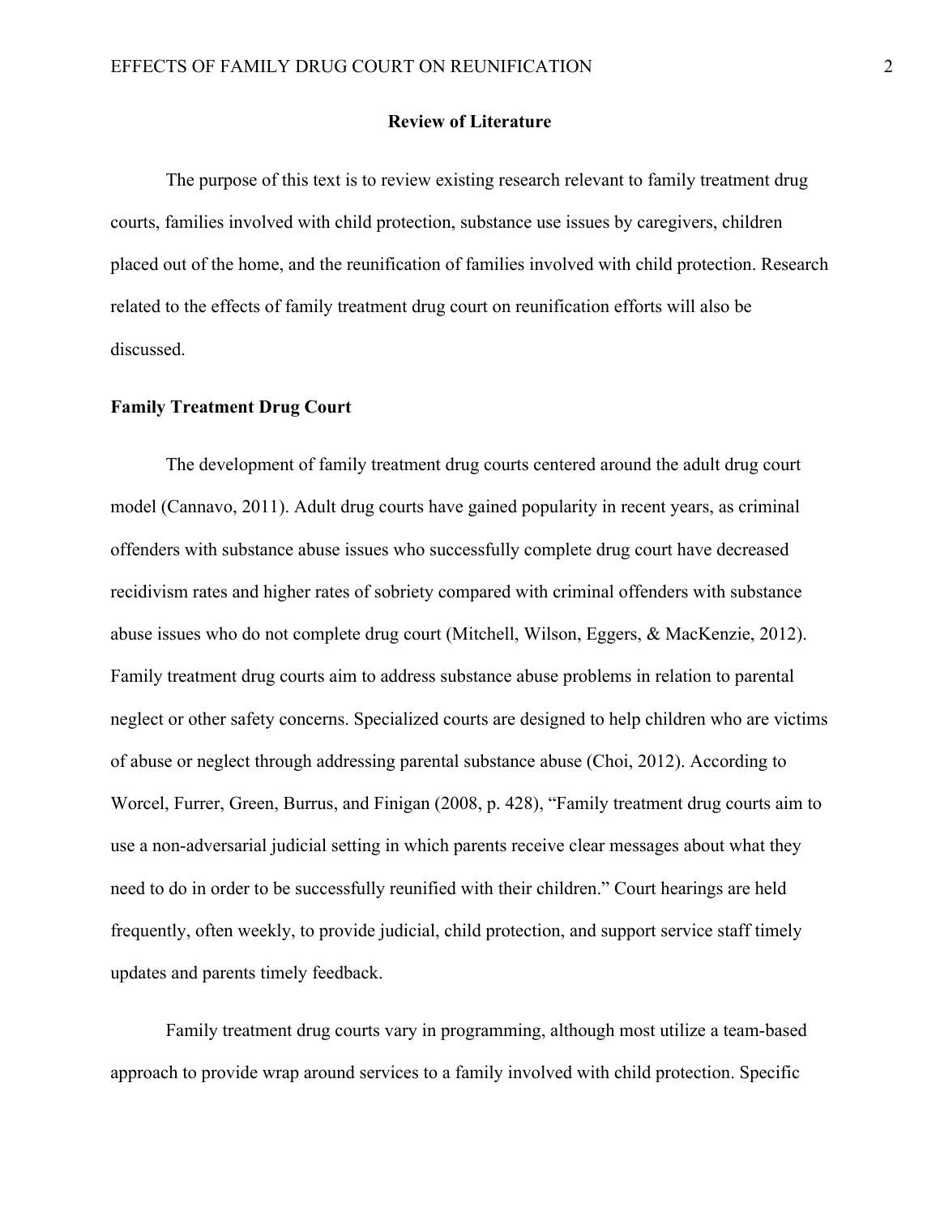## Review of Literature

The purpose of this text is to review existing research relevant to family treatment drug courts, families involved with child protection, substance use issues by caregivers, children placed out of the home, and the reunification of families involved with child protection. Research related to the effects of family treatment drug court on reunification efforts will also be discussed.

### Family Treatment Drug Court

The development of family treatment drug courts centered around the adult drug court model (Cannavo, 2011). Adult drug courts have gained popularity in recent years, as criminal offenders with substance abuse issues who successfully complete drug court have decreased recidivism rates and higher rates of sobriety compared with criminal offenders with substance abuse issues who do not complete drug court (Mitchell, Wilson, Eggers, & MacKenzie, 2012). Family treatment drug courts aim to address substance abuse problems in relation to parental neglect or other safety concerns. Specialized courts are designed to help children who are victims of abuse or neglect through addressing parental substance abuse (Choi, 2012). According to Worcel, Furrer, Green, Burrus, and Finigan (2008, p. 428), "Family treatment drug courts aim to use a non-adversarial judicial setting in which parents receive clear messages about what they need to do in order to be successfully reunified with their children." Court hearings are held frequently, often weekly, to provide judicial, child protection, and support service staff timely updates and parents timely feedback.

Family treatment drug courts vary in programming, although most utilize a team-based approach to provide wrap around services to a family involved with child protection. Specific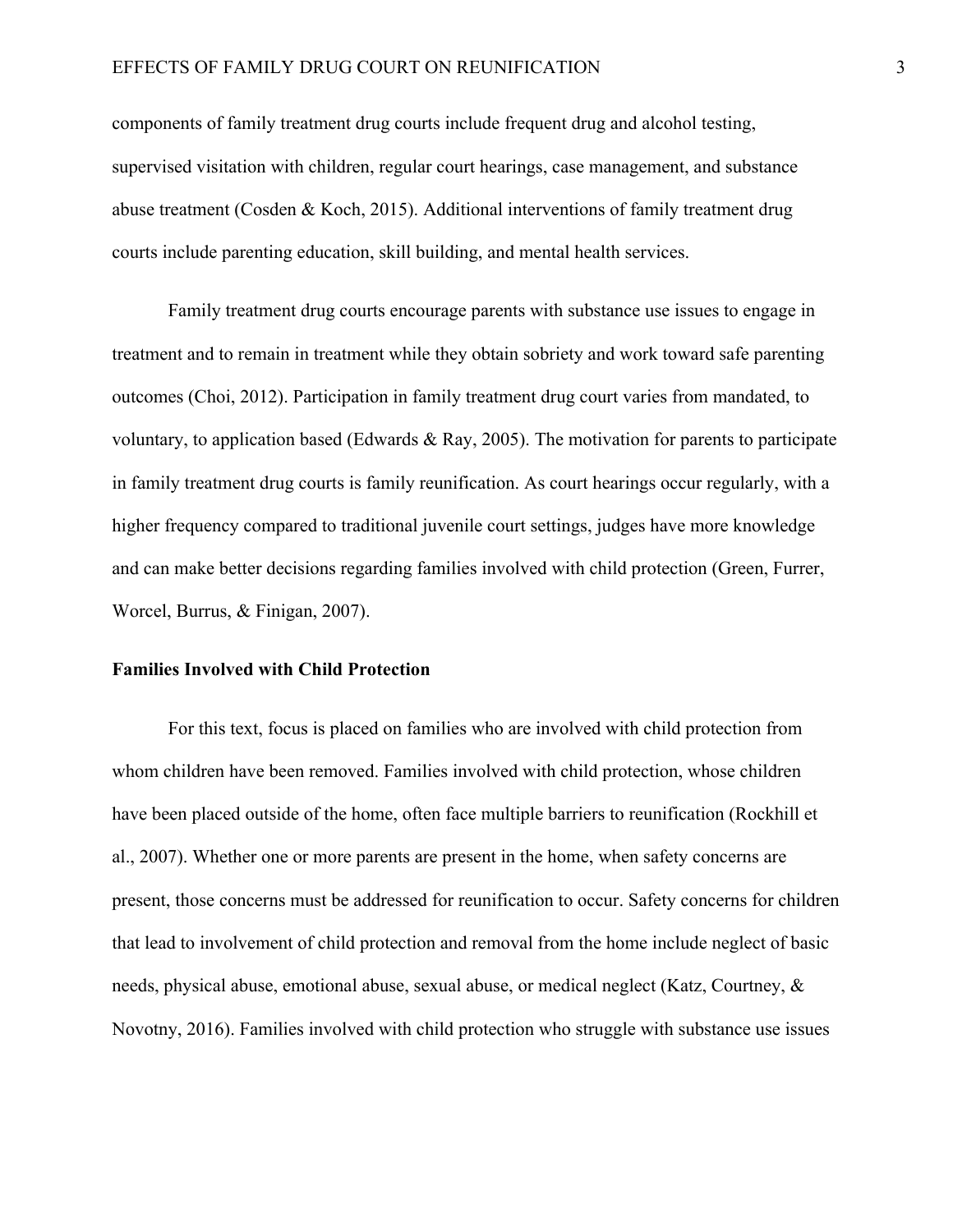components of family treatment drug courts include frequent drug and alcohol testing, supervised visitation with children, regular court hearings, case management, and substance abuse treatment (Cosden & Koch, 2015). Additional interventions of family treatment drug courts include parenting education, skill building, and mental health services.

Family treatment drug courts encourage parents with substance use issues to engage in treatment and to remain in treatment while they obtain sobriety and work toward safe parenting outcomes (Choi, 2012). Participation in family treatment drug court varies from mandated, to voluntary, to application based (Edwards & Ray, 2005). The motivation for parents to participate in family treatment drug courts is family reunification. As court hearings occur regularly, with a higher frequency compared to traditional juvenile court settings, judges have more knowledge and can make better decisions regarding families involved with child protection (Green, Furrer, Worcel, Burrus, & Finigan, 2007).

### Families Involved with Child Protection

For this text, focus is placed on families who are involved with child protection from whom children have been removed. Families involved with child protection, whose children have been placed outside of the home, often face multiple barriers to reunification (Rockhill et al., 2007). Whether one or more parents are present in the home, when safety concerns are present, those concerns must be addressed for reunification to occur. Safety concerns for children that lead to involvement of child protection and removal from the home include neglect of basic needs, physical abuse, emotional abuse, sexual abuse, or medical neglect (Katz, Courtney, & Novotny, 2016). Families involved with child protection who struggle with substance use issues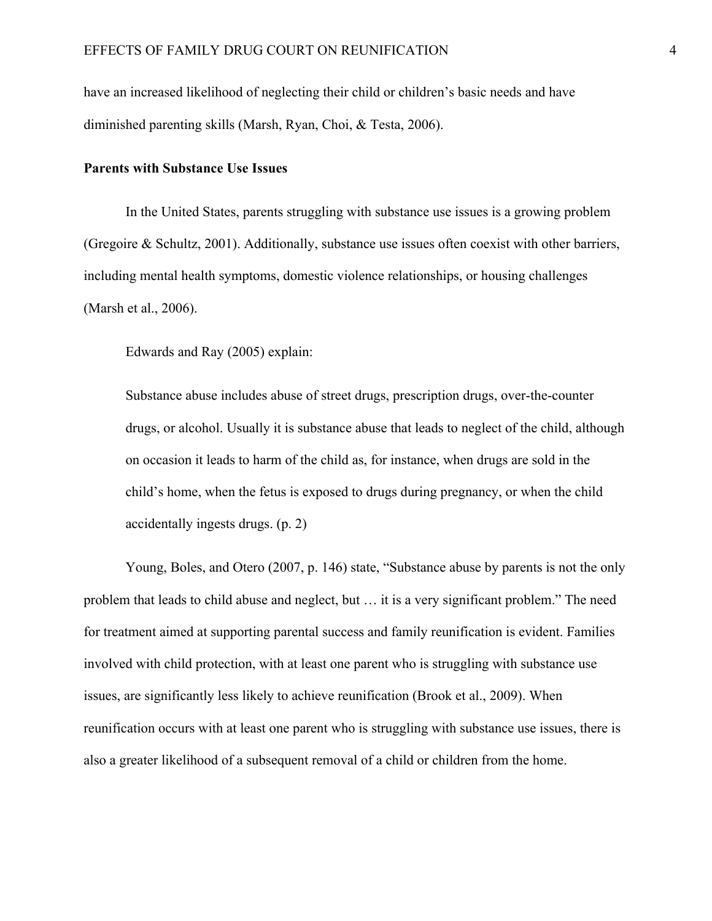have an increased likelihood of neglecting their child or children's basic needs and have diminished parenting skills (Marsh, Ryan, Choi, & Testa, 2006).

**Parents with Substance Use Issues**

In the United States, parents struggling with substance use issues is a growing problem (Gregoire & Schultz, 2001). Additionally, substance use issues often coexist with other barriers, including mental health symptoms, domestic violence relationships, or housing challenges (Marsh et al., 2006).

Edwards and Ray (2005) explain:

> Substance abuse includes abuse of street drugs, prescription drugs, over-the-counter drugs, or alcohol. Usually it is substance abuse that leads to neglect of the child, although on occasion it leads to harm of the child as, for instance, when drugs are sold in the child's home, when the fetus is exposed to drugs during pregnancy, or when the child accidentally ingests drugs. (p. 2)

Young, Boles, and Otero (2007, p. 146) state, "Substance abuse by parents is not the only problem that leads to child abuse and neglect, but … it is a very significant problem." The need for treatment aimed at supporting parental success and family reunification is evident. Families involved with child protection, with at least one parent who is struggling with substance use issues, are significantly less likely to achieve reunification (Brook et al., 2009). When reunification occurs with at least one parent who is struggling with substance use issues, there is also a greater likelihood of a subsequent removal of a child or children from the home.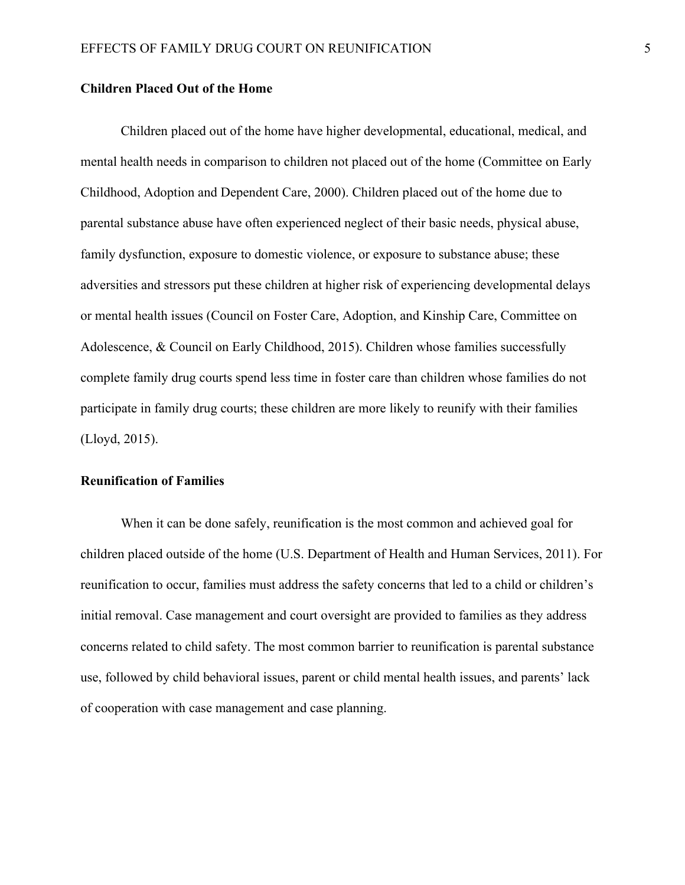## Children Placed Out of the Home

Children placed out of the home have higher developmental, educational, medical, and mental health needs in comparison to children not placed out of the home (Committee on Early Childhood, Adoption and Dependent Care, 2000). Children placed out of the home due to parental substance abuse have often experienced neglect of their basic needs, physical abuse, family dysfunction, exposure to domestic violence, or exposure to substance abuse; these adversities and stressors put these children at higher risk of experiencing developmental delays or mental health issues (Council on Foster Care, Adoption, and Kinship Care, Committee on Adolescence, & Council on Early Childhood, 2015). Children whose families successfully complete family drug courts spend less time in foster care than children whose families do not participate in family drug courts; these children are more likely to reunify with their families (Lloyd, 2015).

## Reunification of Families

When it can be done safely, reunification is the most common and achieved goal for children placed outside of the home (U.S. Department of Health and Human Services, 2011). For reunification to occur, families must address the safety concerns that led to a child or children's initial removal. Case management and court oversight are provided to families as they address concerns related to child safety. The most common barrier to reunification is parental substance use, followed by child behavioral issues, parent or child mental health issues, and parents' lack of cooperation with case management and case planning.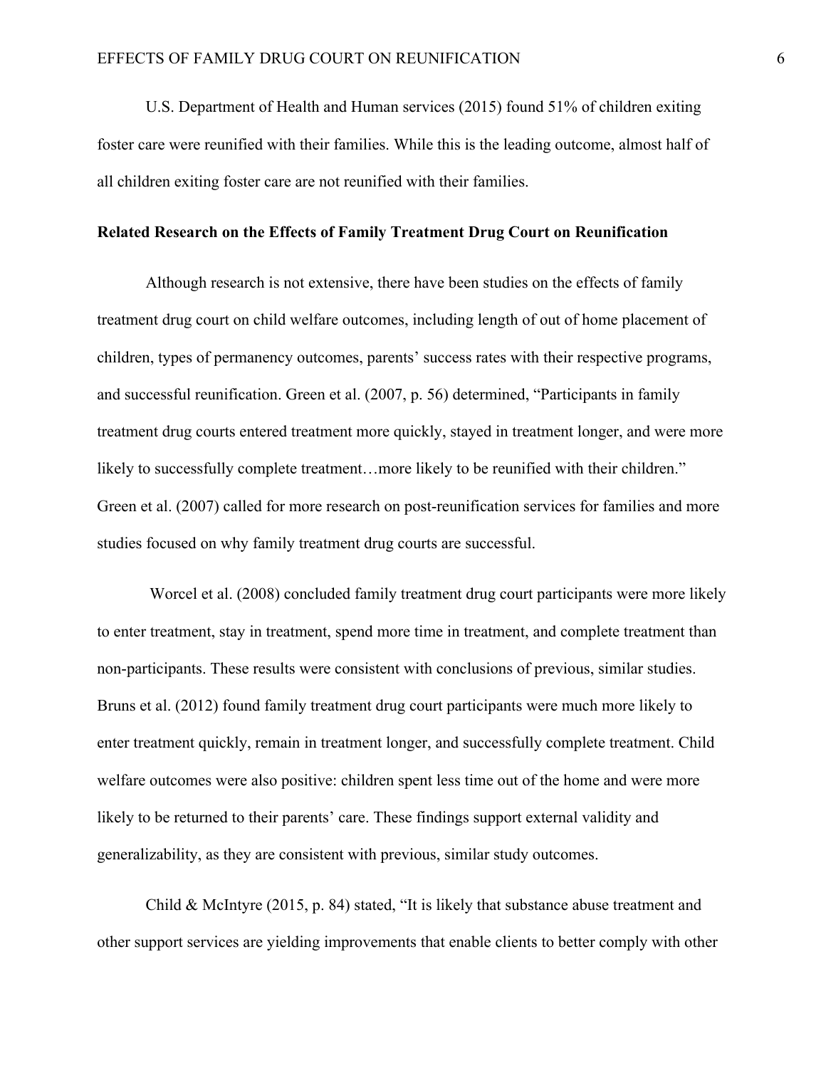U.S. Department of Health and Human services (2015) found 51% of children exiting foster care were reunified with their families. While this is the leading outcome, almost half of all children exiting foster care are not reunified with their families.

**Related Research on the Effects of Family Treatment Drug Court on Reunification**

Although research is not extensive, there have been studies on the effects of family treatment drug court on child welfare outcomes, including length of out of home placement of children, types of permanency outcomes, parents' success rates with their respective programs, and successful reunification. Green et al. (2007, p. 56) determined, "Participants in family treatment drug courts entered treatment more quickly, stayed in treatment longer, and were more likely to successfully complete treatment…more likely to be reunified with their children." Green et al. (2007) called for more research on post-reunification services for families and more studies focused on why family treatment drug courts are successful.

Worcel et al. (2008) concluded family treatment drug court participants were more likely to enter treatment, stay in treatment, spend more time in treatment, and complete treatment than non-participants. These results were consistent with conclusions of previous, similar studies. Bruns et al. (2012) found family treatment drug court participants were much more likely to enter treatment quickly, remain in treatment longer, and successfully complete treatment. Child welfare outcomes were also positive: children spent less time out of the home and were more likely to be returned to their parents' care. These findings support external validity and generalizability, as they are consistent with previous, similar study outcomes.

Child & McIntyre (2015, p. 84) stated, "It is likely that substance abuse treatment and other support services are yielding improvements that enable clients to better comply with other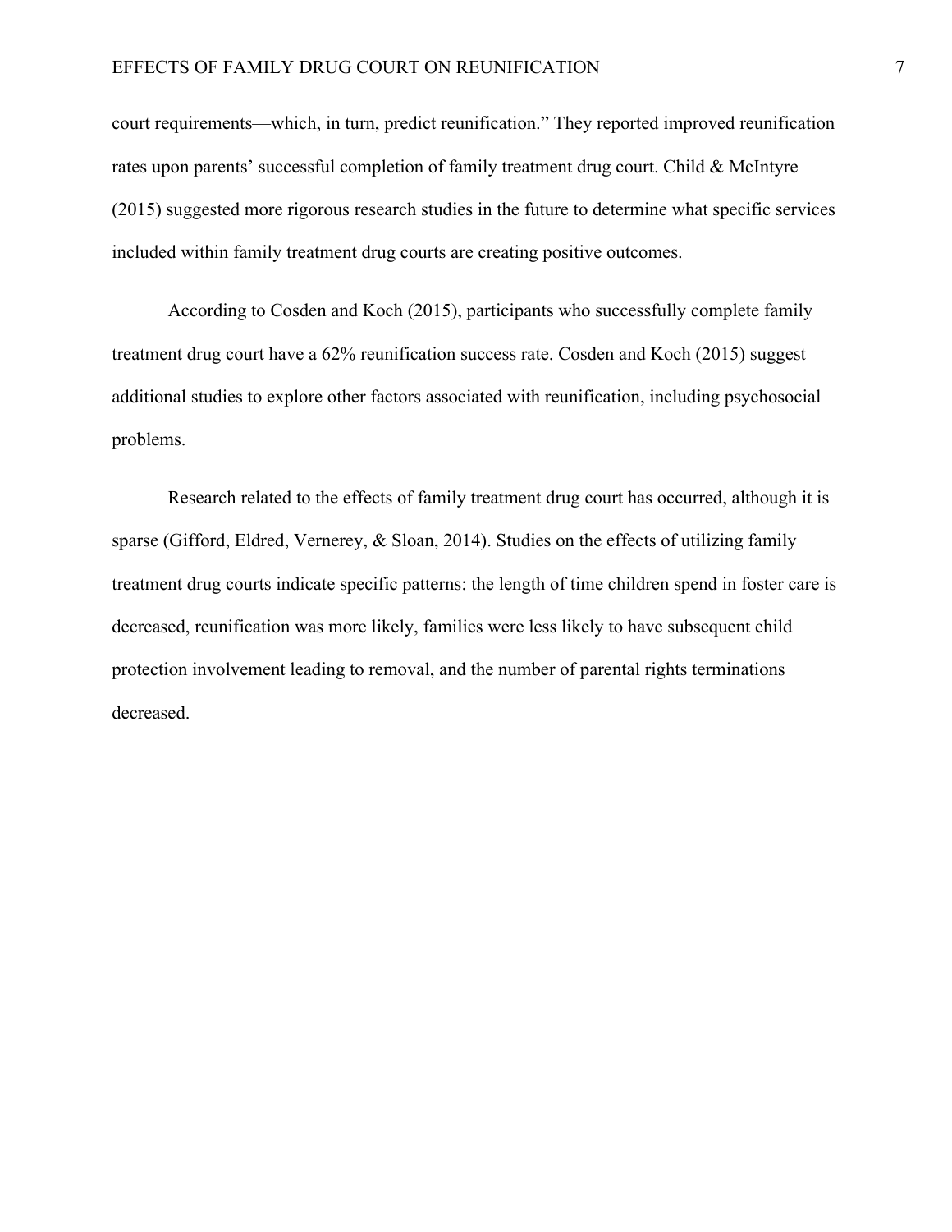court requirements—which, in turn, predict reunification." They reported improved reunification rates upon parents' successful completion of family treatment drug court. Child & McIntyre (2015) suggested more rigorous research studies in the future to determine what specific services included within family treatment drug courts are creating positive outcomes.

According to Cosden and Koch (2015), participants who successfully complete family treatment drug court have a 62% reunification success rate. Cosden and Koch (2015) suggest additional studies to explore other factors associated with reunification, including psychosocial problems.

Research related to the effects of family treatment drug court has occurred, although it is sparse (Gifford, Eldred, Vernerey, & Sloan, 2014). Studies on the effects of utilizing family treatment drug courts indicate specific patterns: the length of time children spend in foster care is decreased, reunification was more likely, families were less likely to have subsequent child protection involvement leading to removal, and the number of parental rights terminations decreased.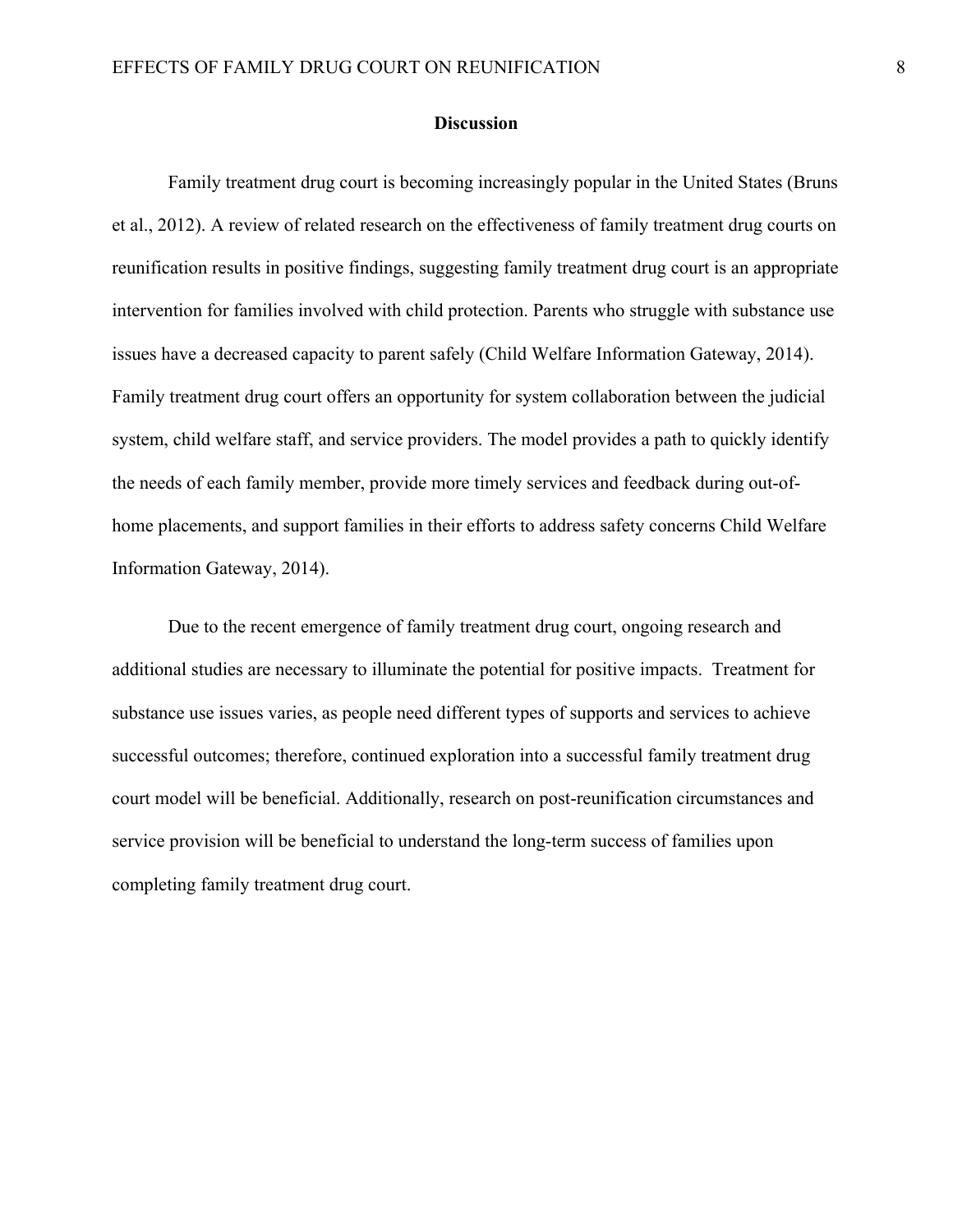## Discussion

Family treatment drug court is becoming increasingly popular in the United States (Bruns et al., 2012). A review of related research on the effectiveness of family treatment drug courts on reunification results in positive findings, suggesting family treatment drug court is an appropriate intervention for families involved with child protection. Parents who struggle with substance use issues have a decreased capacity to parent safely (Child Welfare Information Gateway, 2014). Family treatment drug court offers an opportunity for system collaboration between the judicial system, child welfare staff, and service providers. The model provides a path to quickly identify the needs of each family member, provide more timely services and feedback during out-of-home placements, and support families in their efforts to address safety concerns Child Welfare Information Gateway, 2014).

Due to the recent emergence of family treatment drug court, ongoing research and additional studies are necessary to illuminate the potential for positive impacts. Treatment for substance use issues varies, as people need different types of supports and services to achieve successful outcomes; therefore, continued exploration into a successful family treatment drug court model will be beneficial. Additionally, research on post-reunification circumstances and service provision will be beneficial to understand the long-term success of families upon completing family treatment drug court.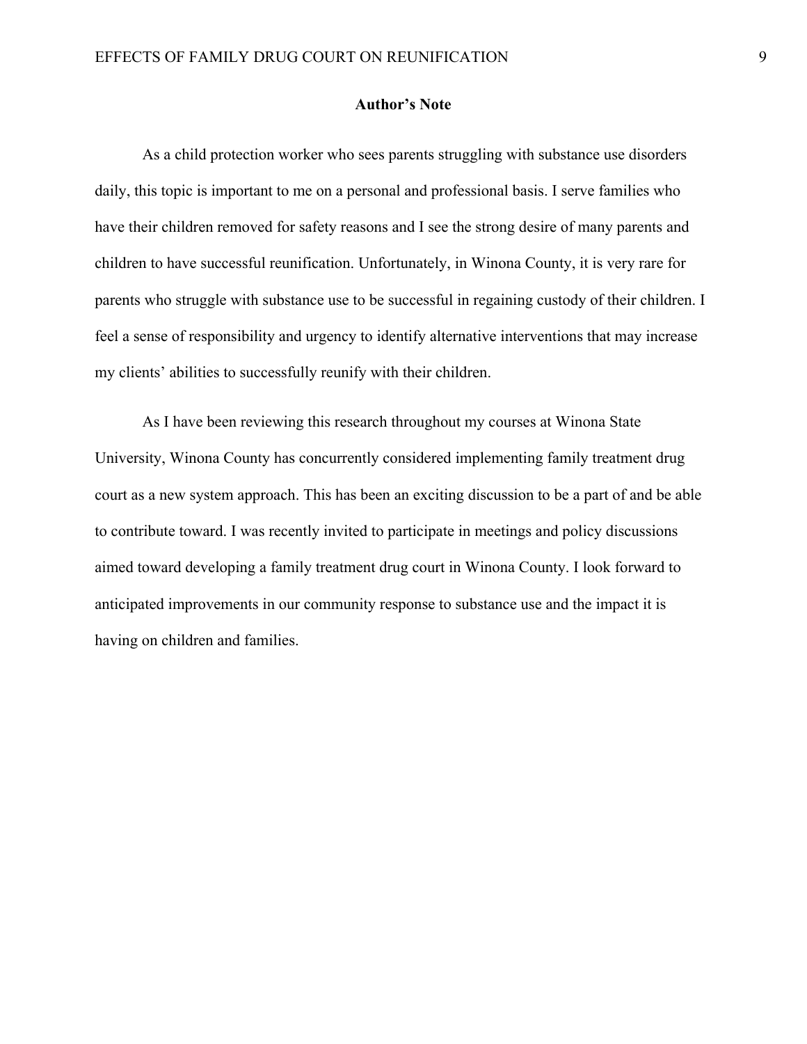## Author's Note

As a child protection worker who sees parents struggling with substance use disorders daily, this topic is important to me on a personal and professional basis. I serve families who have their children removed for safety reasons and I see the strong desire of many parents and children to have successful reunification. Unfortunately, in Winona County, it is very rare for parents who struggle with substance use to be successful in regaining custody of their children. I feel a sense of responsibility and urgency to identify alternative interventions that may increase my clients' abilities to successfully reunify with their children.

As I have been reviewing this research throughout my courses at Winona State University, Winona County has concurrently considered implementing family treatment drug court as a new system approach. This has been an exciting discussion to be a part of and be able to contribute toward. I was recently invited to participate in meetings and policy discussions aimed toward developing a family treatment drug court in Winona County. I look forward to anticipated improvements in our community response to substance use and the impact it is having on children and families.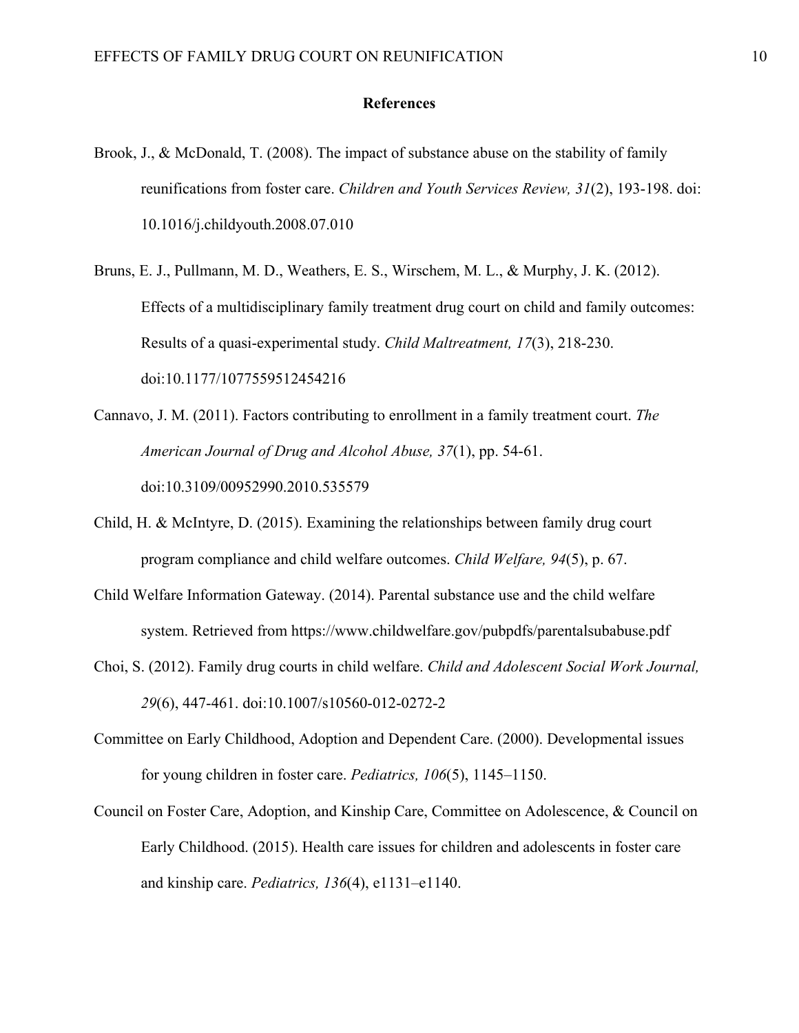## References

Brook, J., & McDonald, T. (2008). The impact of substance abuse on the stability of family reunifications from foster care. *Children and Youth Services Review, 31*(2), 193-198. doi: 10.1016/j.childyouth.2008.07.010

Bruns, E. J., Pullmann, M. D., Weathers, E. S., Wirschem, M. L., & Murphy, J. K. (2012). Effects of a multidisciplinary family treatment drug court on child and family outcomes: Results of a quasi-experimental study. *Child Maltreatment, 17*(3), 218-230. doi:10.1177/1077559512454216

Cannavo, J. M. (2011). Factors contributing to enrollment in a family treatment court. *The American Journal of Drug and Alcohol Abuse, 37*(1), pp. 54-61. doi:10.3109/00952990.2010.535579

Child, H. & McIntyre, D. (2015). Examining the relationships between family drug court program compliance and child welfare outcomes. *Child Welfare, 94*(5), p. 67.

Child Welfare Information Gateway. (2014). Parental substance use and the child welfare system. Retrieved from https://www.childwelfare.gov/pubpdfs/parentalsubabuse.pdf

Choi, S. (2012). Family drug courts in child welfare. *Child and Adolescent Social Work Journal, 29*(6), 447-461. doi:10.1007/s10560-012-0272-2

Committee on Early Childhood, Adoption and Dependent Care. (2000). Developmental issues for young children in foster care. *Pediatrics, 106*(5), 1145–1150.

Council on Foster Care, Adoption, and Kinship Care, Committee on Adolescence, & Council on Early Childhood. (2015). Health care issues for children and adolescents in foster care and kinship care. *Pediatrics, 136*(4), e1131–e1140.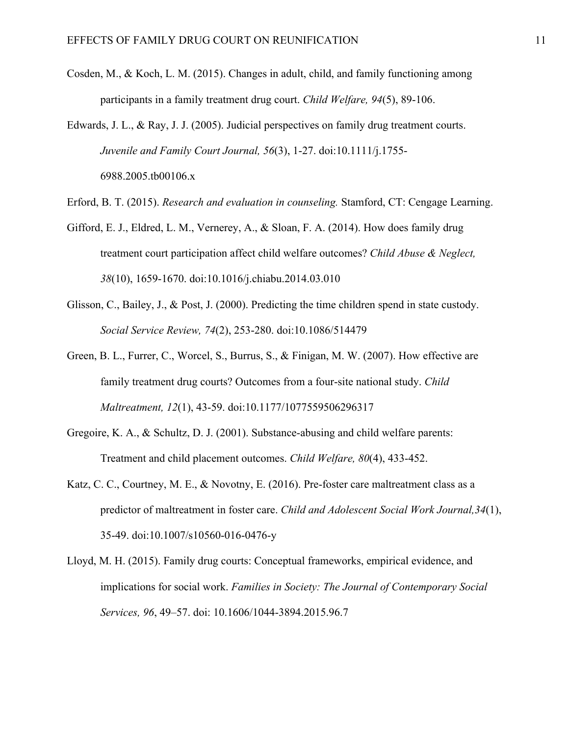Cosden, M., & Koch, L. M. (2015). Changes in adult, child, and family functioning among participants in a family treatment drug court. *Child Welfare, 94*(5), 89-106.

Edwards, J. L., & Ray, J. J. (2005). Judicial perspectives on family drug treatment courts. *Juvenile and Family Court Journal, 56*(3), 1-27. doi:10.1111/j.1755-6988.2005.tb00106.x

Erford, B. T. (2015). *Research and evaluation in counseling.* Stamford, CT: Cengage Learning.

Gifford, E. J., Eldred, L. M., Vernerey, A., & Sloan, F. A. (2014). How does family drug treatment court participation affect child welfare outcomes? *Child Abuse & Neglect, 38*(10), 1659-1670. doi:10.1016/j.chiabu.2014.03.010

Glisson, C., Bailey, J., & Post, J. (2000). Predicting the time children spend in state custody. *Social Service Review, 74*(2), 253-280. doi:10.1086/514479

Green, B. L., Furrer, C., Worcel, S., Burrus, S., & Finigan, M. W. (2007). How effective are family treatment drug courts? Outcomes from a four-site national study. *Child Maltreatment, 12*(1), 43-59. doi:10.1177/1077559506296317

Gregoire, K. A., & Schultz, D. J. (2001). Substance-abusing and child welfare parents: Treatment and child placement outcomes. *Child Welfare, 80*(4), 433-452.

Katz, C. C., Courtney, M. E., & Novotny, E. (2016). Pre-foster care maltreatment class as a predictor of maltreatment in foster care. *Child and Adolescent Social Work Journal,34*(1), 35-49. doi:10.1007/s10560-016-0476-y

Lloyd, M. H. (2015). Family drug courts: Conceptual frameworks, empirical evidence, and implications for social work. *Families in Society: The Journal of Contemporary Social Services, 96*, 49–57. doi: 10.1606/1044-3894.2015.96.7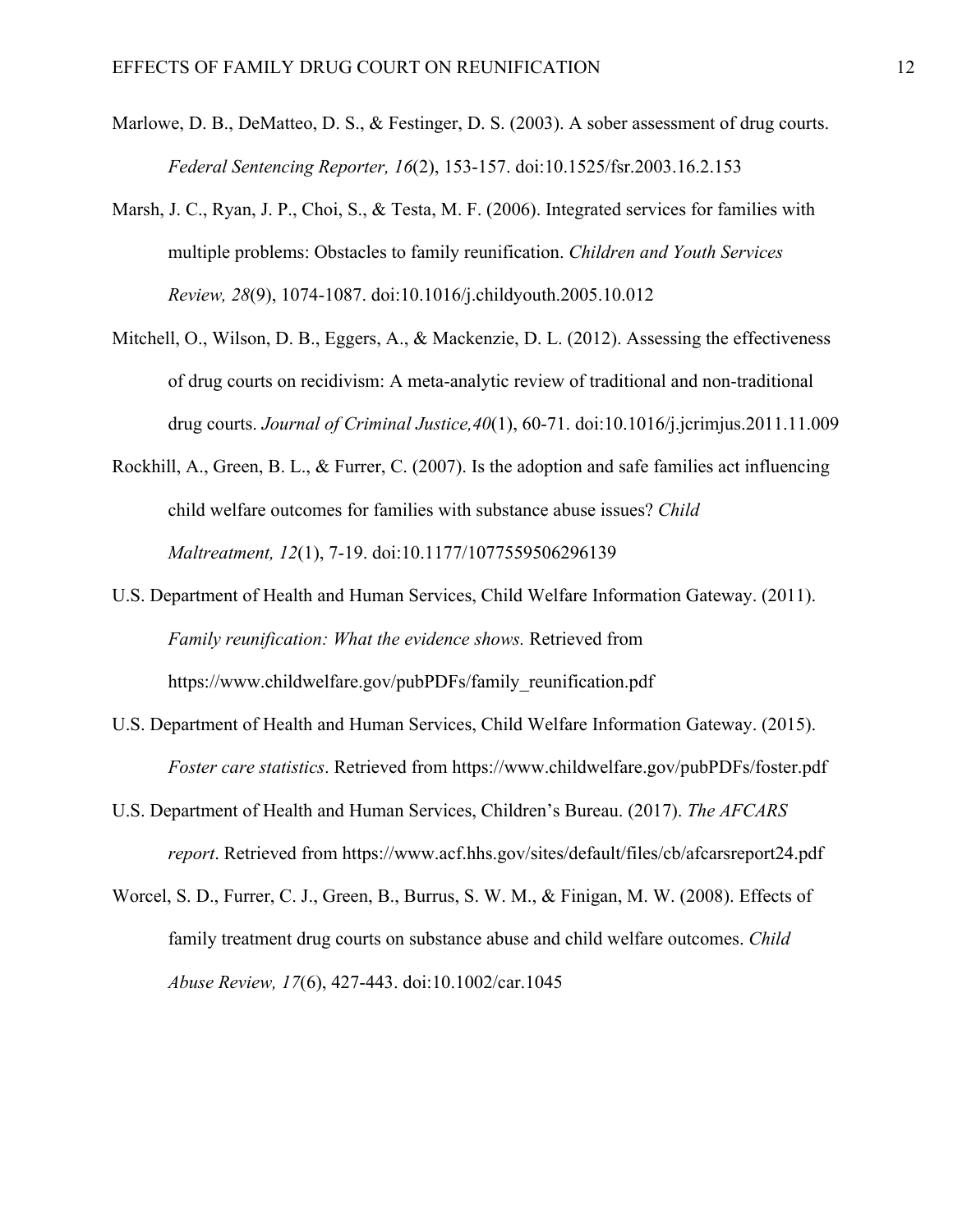Marlowe, D. B., DeMatteo, D. S., & Festinger, D. S. (2003). A sober assessment of drug courts. *Federal Sentencing Reporter, 16*(2), 153-157. doi:10.1525/fsr.2003.16.2.153

Marsh, J. C., Ryan, J. P., Choi, S., & Testa, M. F. (2006). Integrated services for families with multiple problems: Obstacles to family reunification. *Children and Youth Services Review, 28*(9), 1074-1087. doi:10.1016/j.childyouth.2005.10.012

Mitchell, O., Wilson, D. B., Eggers, A., & Mackenzie, D. L. (2012). Assessing the effectiveness of drug courts on recidivism: A meta-analytic review of traditional and non-traditional drug courts. *Journal of Criminal Justice,40*(1), 60-71. doi:10.1016/j.jcrimjus.2011.11.009

Rockhill, A., Green, B. L., & Furrer, C. (2007). Is the adoption and safe families act influencing child welfare outcomes for families with substance abuse issues? *Child Maltreatment, 12*(1), 7-19. doi:10.1177/1077559506296139

U.S. Department of Health and Human Services, Child Welfare Information Gateway. (2011). *Family reunification: What the evidence shows.* Retrieved from https://www.childwelfare.gov/pubPDFs/family_reunification.pdf

U.S. Department of Health and Human Services, Child Welfare Information Gateway. (2015). *Foster care statistics*. Retrieved from https://www.childwelfare.gov/pubPDFs/foster.pdf

U.S. Department of Health and Human Services, Children's Bureau. (2017). *The AFCARS report*. Retrieved from https://www.acf.hhs.gov/sites/default/files/cb/afcarsreport24.pdf

Worcel, S. D., Furrer, C. J., Green, B., Burrus, S. W. M., & Finigan, M. W. (2008). Effects of family treatment drug courts on substance abuse and child welfare outcomes. *Child Abuse Review, 17*(6), 427-443. doi:10.1002/car.1045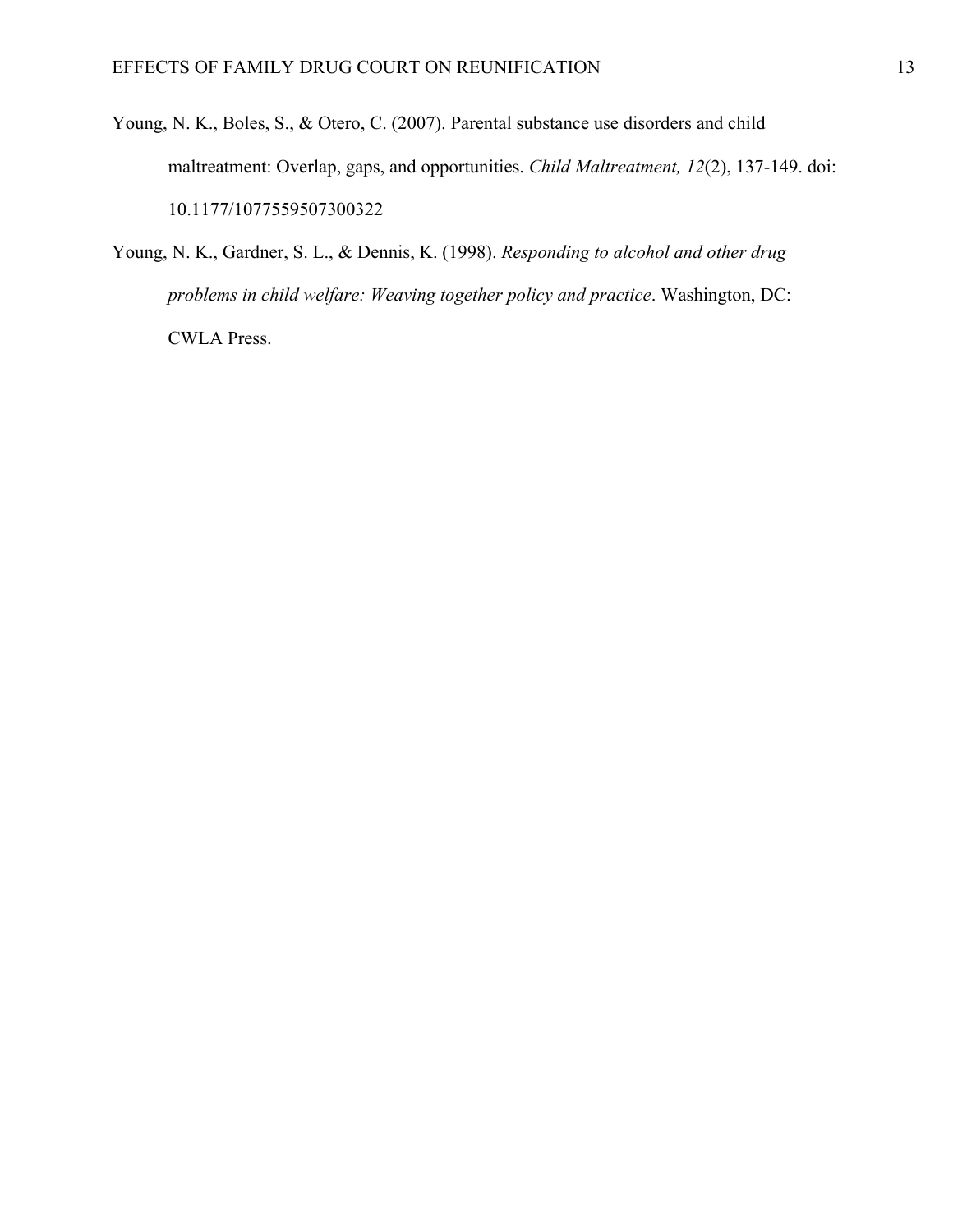Young, N. K., Boles, S., & Otero, C. (2007). Parental substance use disorders and child maltreatment: Overlap, gaps, and opportunities. *Child Maltreatment, 12*(2), 137-149. doi: 10.1177/1077559507300322

Young, N. K., Gardner, S. L., & Dennis, K. (1998). *Responding to alcohol and other drug problems in child welfare: Weaving together policy and practice*. Washington, DC: CWLA Press.